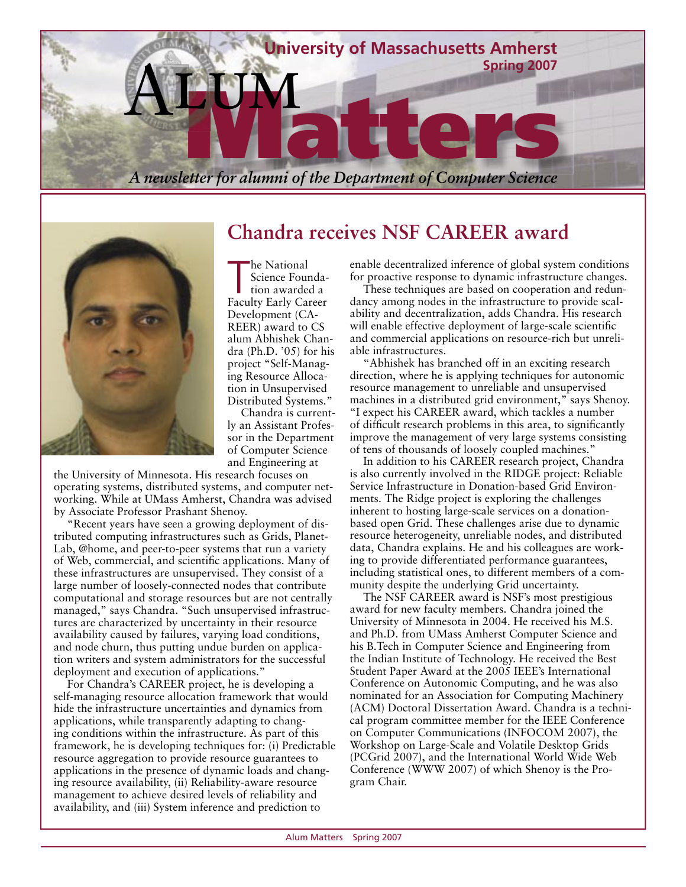# University of Massachusetts Amherst

**Spring 2007**

# Alum Matters

*A newsletter for alumni of the Department of Computer Science*

## Chandra receives NSF CAREER award

The National Science Foundation awarded a Faculty Early Career Development (CAREER) award to CS alum Abhishek Chandra (Ph.D. '05) for his project "Self-Managing Resource Allocation in Unsupervised Distributed Systems."

Chandra is currently an Assistant Professor in the Department of Computer Science and Engineering at the University of Minnesota. His research focuses on operating systems, distributed systems, and computer networking. While at UMass Amherst, Chandra was advised by Associate Professor Prashant Shenoy.

"Recent years have seen a growing deployment of distributed computing infrastructures such as Grids, PlanetLab, @home, and peer-to-peer systems that run a variety of Web, commercial, and scientific applications. Many of these infrastructures are unsupervised. They consist of a large number of loosely-connected nodes that contribute computational and storage resources but are not centrally managed," says Chandra. "Such unsupervised infrastructures are characterized by uncertainty in their resource availability caused by failures, varying load conditions, and node churn, thus putting undue burden on application writers and system administrators for the successful deployment and execution of applications."

For Chandra's CAREER project, he is developing a self-managing resource allocation framework that would hide the infrastructure uncertainties and dynamics from applications, while transparently adapting to changing conditions within the infrastructure. As part of this framework, he is developing techniques for: (i) Predictable resource aggregation to provide resource guarantees to applications in the presence of dynamic loads and changing resource availability, (ii) Reliability-aware resource management to achieve desired levels of reliability and availability, and (iii) System inference and prediction to enable decentralized inference of global system conditions for proactive response to dynamic infrastructure changes.

These techniques are based on cooperation and redundancy among nodes in the infrastructure to provide scalability and decentralization, adds Chandra. His research will enable effective deployment of large-scale scientific and commercial applications on resource-rich but unreliable infrastructures.

"Abhishek has branched off in an exciting research direction, where he is applying techniques for autonomic resource management to unreliable and unsupervised machines in a distributed grid environment," says Shenoy. "I expect his CAREER award, which tackles a number of difficult research problems in this area, to significantly improve the management of very large systems consisting of tens of thousands of loosely coupled machines."

In addition to his CAREER research project, Chandra is also currently involved in the RIDGE project: Reliable Service Infrastructure in Donation-based Grid Environments. The Ridge project is exploring the challenges inherent to hosting large-scale services on a donation-based open Grid. These challenges arise due to dynamic resource heterogeneity, unreliable nodes, and distributed data, Chandra explains. He and his colleagues are working to provide differentiated performance guarantees, including statistical ones, to different members of a community despite the underlying Grid uncertainty.

The NSF CAREER award is NSF's most prestigious award for new faculty members. Chandra joined the University of Minnesota in 2004. He received his M.S. and Ph.D. from UMass Amherst Computer Science and his B.Tech in Computer Science and Engineering from the Indian Institute of Technology. He received the Best Student Paper Award at the 2005 IEEE's International Conference on Autonomic Computing, and he was also nominated for an Association for Computing Machinery (ACM) Doctoral Dissertation Award. Chandra is a technical program committee member for the IEEE Conference on Computer Communications (INFOCOM 2007), the Workshop on Large-Scale and Volatile Desktop Grids (PCGrid 2007), and the International World Wide Web Conference (WWW 2007) of which Shenoy is the Program Chair.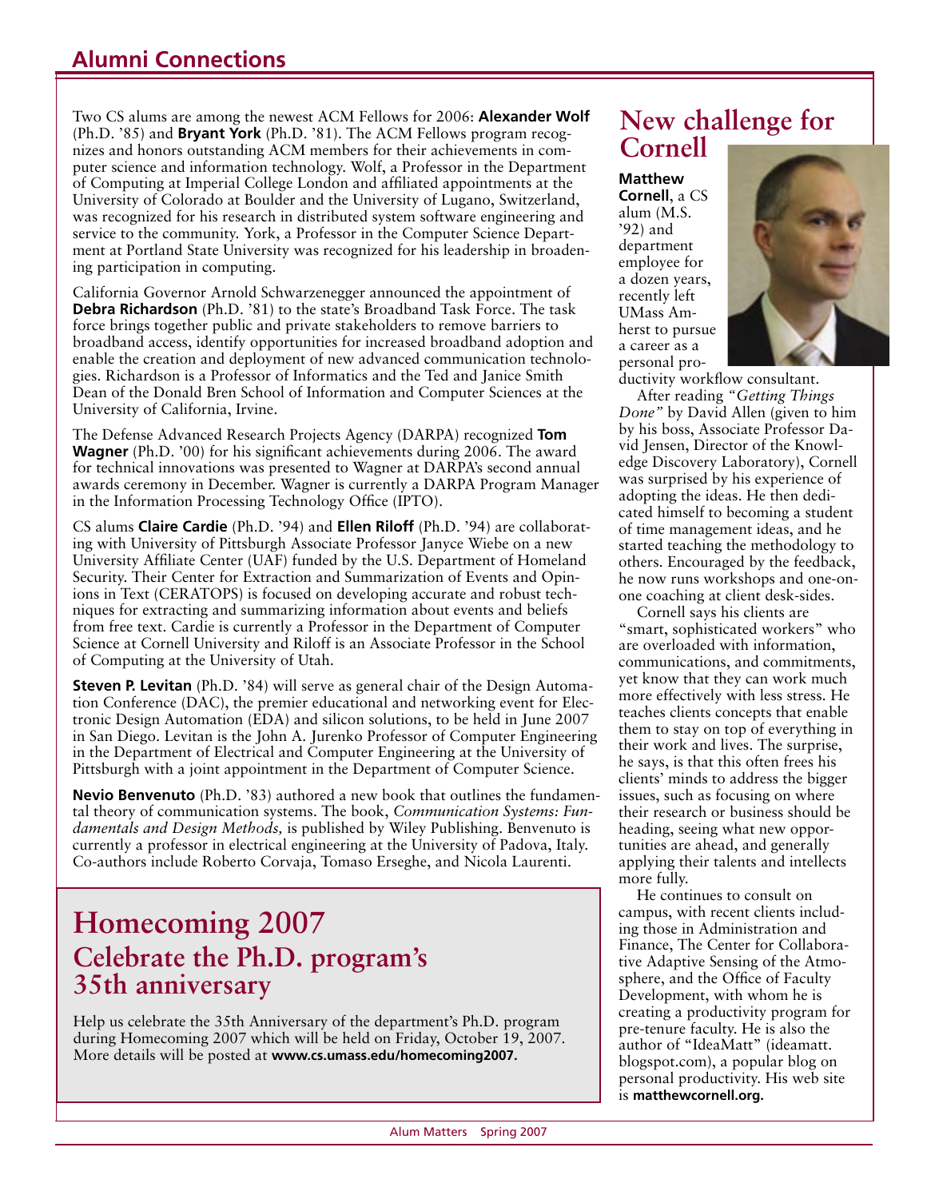## Alumni Connections

Two CS alums are among the newest ACM Fellows for 2006: **Alexander Wolf** (Ph.D. '85) and **Bryant York** (Ph.D. '81). The ACM Fellows program recognizes and honors outstanding ACM members for their achievements in computer science and information technology. Wolf, a Professor in the Department of Computing at Imperial College London and affiliated appointments at the University of Colorado at Boulder and the University of Lugano, Switzerland, was recognized for his research in distributed system software engineering and service to the community. York, a Professor in the Computer Science Department at Portland State University was recognized for his leadership in broadening participation in computing.

California Governor Arnold Schwarzenegger announced the appointment of **Debra Richardson** (Ph.D. '81) to the state's Broadband Task Force. The task force brings together public and private stakeholders to remove barriers to broadband access, identify opportunities for increased broadband adoption and enable the creation and deployment of new advanced communication technologies. Richardson is a Professor of Informatics and the Ted and Janice Smith Dean of the Donald Bren School of Information and Computer Sciences at the University of California, Irvine.

The Defense Advanced Research Projects Agency (DARPA) recognized **Tom Wagner** (Ph.D. '00) for his significant achievements during 2006. The award for technical innovations was presented to Wagner at DARPA's second annual awards ceremony in December. Wagner is currently a DARPA Program Manager in the Information Processing Technology Office (IPTO).

CS alums **Claire Cardie** (Ph.D. '94) and **Ellen Riloff** (Ph.D. '94) are collaborating with University of Pittsburgh Associate Professor Janyce Wiebe on a new University Affiliate Center (UAF) funded by the U.S. Department of Homeland Security. Their Center for Extraction and Summarization of Events and Opinions in Text (CERATOPS) is focused on developing accurate and robust techniques for extracting and summarizing information about events and beliefs from free text. Cardie is currently a Professor in the Department of Computer Science at Cornell University and Riloff is an Associate Professor in the School of Computing at the University of Utah.

**Steven P. Levitan** (Ph.D. '84) will serve as general chair of the Design Automation Conference (DAC), the premier educational and networking event for Electronic Design Automation (EDA) and silicon solutions, to be held in June 2007 in San Diego. Levitan is the John A. Jurenko Professor of Computer Engineering in the Department of Electrical and Computer Engineering at the University of Pittsburgh with a joint appointment in the Department of Computer Science.

**Nevio Benvenuto** (Ph.D. '83) authored a new book that outlines the fundamental theory of communication systems. The book, *Communication Systems: Fundamentals and Design Methods,* is published by Wiley Publishing. Benvenuto is currently a professor in electrical engineering at the University of Padova, Italy. Co-authors include Roberto Corvaja, Tomaso Erseghe, and Nicola Laurenti.

## Homecoming 2007
### Celebrate the Ph.D. program's 35th anniversary

Help us celebrate the 35th Anniversary of the department's Ph.D. program during Homecoming 2007 which will be held on Friday, October 19, 2007. More details will be posted at **www.cs.umass.edu/homecoming2007.**

## New challenge for Cornell

**Matthew Cornell**, a CS alum (M.S. '92) and department employee for a dozen years, recently left UMass Amherst to pursue a career as a personal productivity workflow consultant.

After reading *"Getting Things Done"* by David Allen (given to him by his boss, Associate Professor David Jensen, Director of the Knowledge Discovery Laboratory), Cornell was surprised by his experience of adopting the ideas. He then dedicated himself to becoming a student of time management ideas, and he started teaching the methodology to others. Encouraged by the feedback, he now runs workshops and one-on-one coaching at client desk-sides.

Cornell says his clients are "smart, sophisticated workers" who are overloaded with information, communications, and commitments, yet know that they can work much more effectively with less stress. He teaches clients concepts that enable them to stay on top of everything in their work and lives. The surprise, he says, is that this often frees his clients' minds to address the bigger issues, such as focusing on where their research or business should be heading, seeing what new opportunities are ahead, and generally applying their talents and intellects more fully.

He continues to consult on campus, with recent clients including those in Administration and Finance, The Center for Collaborative Adaptive Sensing of the Atmosphere, and the Office of Faculty Development, with whom he is creating a productivity program for pre-tenure faculty. He is also the author of "IdeaMatt" (ideamatt.blogspot.com), a popular blog on personal productivity. His web site is **matthewcornell.org.**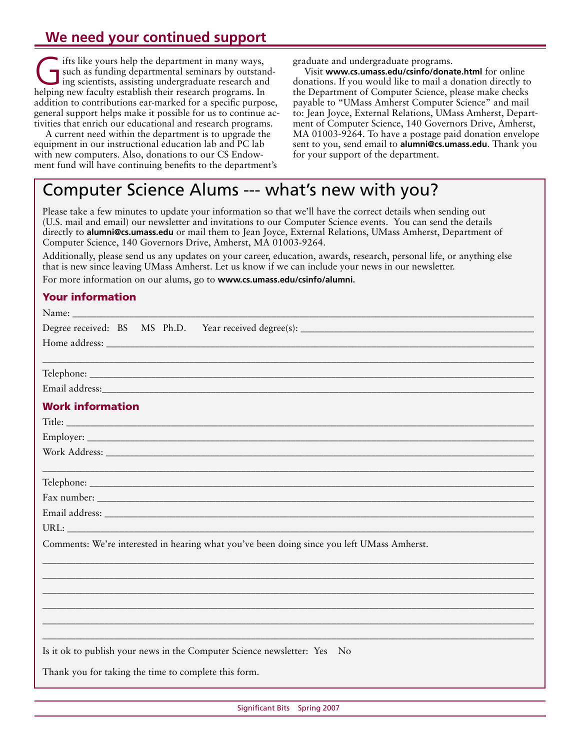## We need your continued support

Gifts like yours help the department in many ways, such as funding departmental seminars by outstanding scientists, assisting undergraduate research and helping new faculty establish their research programs. In addition to contributions ear-marked for a specific purpose, general support helps make it possible for us to continue activities that enrich our educational and research programs.

A current need within the department is to upgrade the equipment in our instructional education lab and PC lab with new computers. Also, donations to our CS Endowment fund will have continuing benefits to the department's graduate and undergraduate programs.

Visit **www.cs.umass.edu/csinfo/donate.html** for online donations. If you would like to mail a donation directly to the Department of Computer Science, please make checks payable to "UMass Amherst Computer Science" and mail to: Jean Joyce, External Relations, UMass Amherst, Department of Computer Science, 140 Governors Drive, Amherst, MA 01003-9264. To have a postage paid donation envelope sent to you, send email to **alumni@cs.umass.edu**. Thank you for your support of the department.

# Computer Science Alums --- what's new with you?

Please take a few minutes to update your information so that we'll have the correct details when sending out (U.S. mail and email) our newsletter and invitations to our Computer Science events. You can send the details directly to **alumni@cs.umass.edu** or mail them to Jean Joyce, External Relations, UMass Amherst, Department of Computer Science, 140 Governors Drive, Amherst, MA 01003-9264.

Additionally, please send us any updates on your career, education, awards, research, personal life, or anything else that is new since leaving UMass Amherst. Let us know if we can include your news in our newsletter.

For more information on our alums, go to **www.cs.umass.edu/csinfo/alumni.**

### Your information

Name: ______________________________

Degree received: BS MS Ph.D. Year received degree(s): ______________________________

Home address: ______________________________

______________________________

Telephone: ______________________________

Email address: ______________________________

### Work information

Title: ______________________________

Employer: ______________________________

Work Address: ______________________________

______________________________

Telephone: ______________________________

Fax number: ______________________________

Email address: ______________________________

URL: ______________________________

Comments: We're interested in hearing what you've been doing since you left UMass Amherst.

______________________________

______________________________

______________________________

______________________________

______________________________

______________________________

Is it ok to publish your news in the Computer Science newsletter: Yes No

Thank you for taking the time to complete this form.